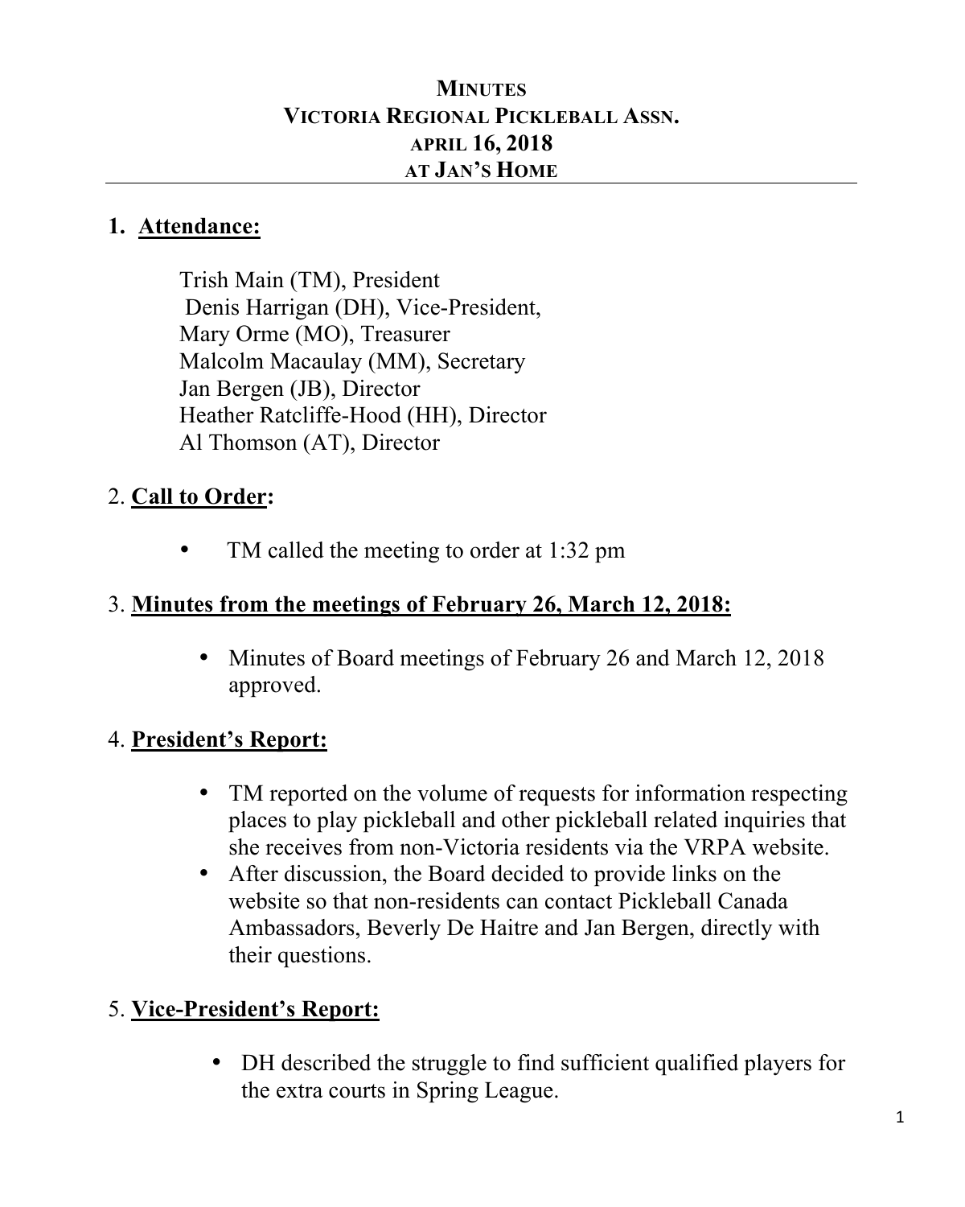# MINUTES
## VICTORIA REGIONAL PICKLEBALL ASSN.
## APRIL 16, 2018
## AT JAN'S HOME

## 1. Attendance:

Trish Main (TM), President
Denis Harrigan (DH), Vice-President,
Mary Orme (MO), Treasurer
Malcolm Macaulay (MM), Secretary
Jan Bergen (JB), Director
Heather Ratcliffe-Hood (HH), Director
Al Thomson (AT), Director

## 2. Call to Order:

- TM called the meeting to order at 1:32 pm

## 3. Minutes from the meetings of February 26, March 12, 2018:

- Minutes of Board meetings of February 26 and March 12, 2018 approved.

## 4. President's Report:

- TM reported on the volume of requests for information respecting places to play pickleball and other pickleball related inquiries that she receives from non-Victoria residents via the VRPA website.
- After discussion, the Board decided to provide links on the website so that non-residents can contact Pickleball Canada Ambassadors, Beverly De Haitre and Jan Bergen, directly with their questions.

## 5. Vice-President's Report:

- DH described the struggle to find sufficient qualified players for the extra courts in Spring League.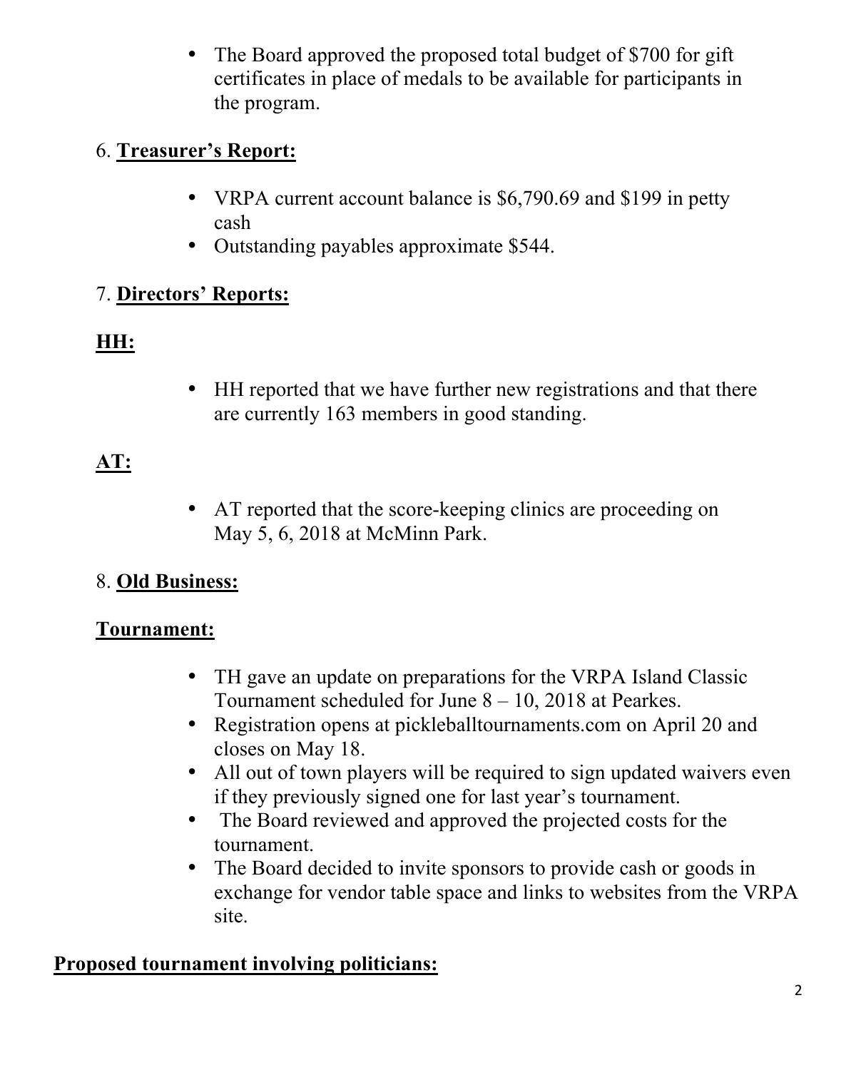- The Board approved the proposed total budget of $700 for gift certificates in place of medals to be available for participants in the program.

6. **Treasurer's Report:**

- VRPA current account balance is $6,790.69 and $199 in petty cash
- Outstanding payables approximate $544.

7. **Directors' Reports:**

**HH:**

- HH reported that we have further new registrations and that there are currently 163 members in good standing.

**AT:**

- AT reported that the score-keeping clinics are proceeding on May 5, 6, 2018 at McMinn Park.

8. **Old Business:**

**Tournament:**

- TH gave an update on preparations for the VRPA Island Classic Tournament scheduled for June 8 – 10, 2018 at Pearkes.
- Registration opens at pickleballtournaments.com on April 20 and closes on May 18.
- All out of town players will be required to sign updated waivers even if they previously signed one for last year's tournament.
- The Board reviewed and approved the projected costs for the tournament.
- The Board decided to invite sponsors to provide cash or goods in exchange for vendor table space and links to websites from the VRPA site.

**Proposed tournament involving politicians:**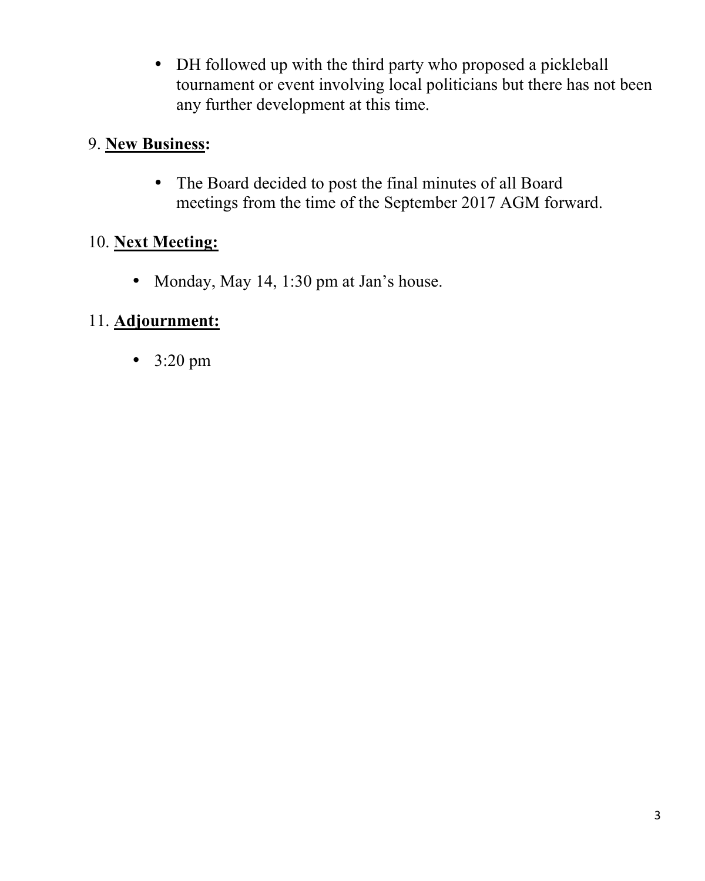- DH followed up with the third party who proposed a pickleball tournament or event involving local politicians but there has not been any further development at this time.

9. **New Business:**

   - The Board decided to post the final minutes of all Board meetings from the time of the September 2017 AGM forward.

10. **Next Meeting:**

    - Monday, May 14, 1:30 pm at Jan's house.

11. **Adjournment:**

    - 3:20 pm